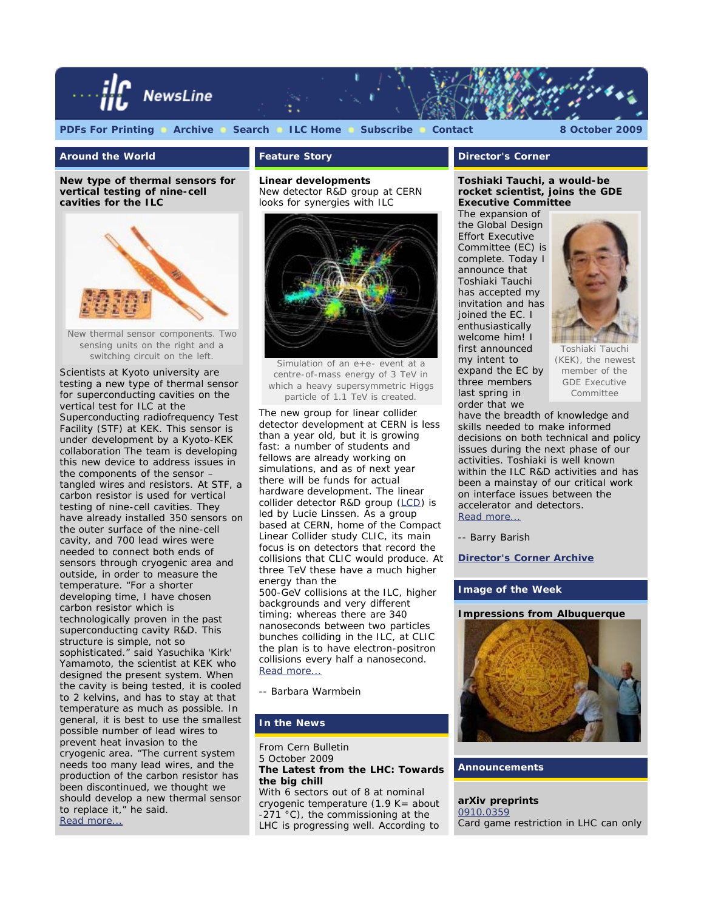ILC NewsLine

PDFs For Printing | Archive | Search | ILC Home | Subscribe | Contact — 8 October 2009

## Around the World

**New type of thermal sensors for vertical testing of nine-cell cavities for the ILC**

New thermal sensor components. Two sensing units on the right and a switching circuit on the left.

Scientists at Kyoto university are testing a new type of thermal sensor for superconducting cavities on the vertical test for ILC at the Superconducting radiofrequency Test Facility (STF) at KEK. This sensor is under development by a Kyoto-KEK collaboration The team is developing this new device to address issues in the components of the sensor – tangled wires and resistors. At STF, a carbon resistor is used for vertical testing of nine-cell cavities. They have already installed 350 sensors on the outer surface of the nine-cell cavity, and 700 lead wires were needed to connect both ends of sensors through cryogenic area and outside, in order to measure the temperature. "For a shorter developing time, I have chosen carbon resistor which is technologically proven in the past superconducting cavity R&D. This structure is simple, not so sophisticated." said Yasuchika 'Kirk' Yamamoto, the scientist at KEK who designed the present system. When the cavity is being tested, it is cooled to 2 kelvins, and has to stay at that temperature as much as possible. In general, it is best to use the smallest possible number of lead wires to prevent heat invasion to the cryogenic area. "The current system needs too many lead wires, and the production of the carbon resistor has been discontinued, we thought we should develop a new thermal sensor to replace it," he said.
Read more...

## Feature Story

**Linear developments**
New detector R&D group at CERN looks for synergies with ILC

Simulation of an e+e- event at a centre-of-mass energy of 3 TeV in which a heavy supersymmetric Higgs particle of 1.1 TeV is created.

The new group for linear collider detector development at CERN is less than a year old, but it is growing fast: a number of students and fellows are already working on simulations, and as of next year there will be funds for actual hardware development. The linear collider detector R&D group (LCD) is led by Lucie Linssen. As a group based at CERN, home of the Compact Linear Collider study CLIC, its main focus is on detectors that record the collisions that CLIC would produce. At three TeV these have a much higher energy than the
500-GeV collisions at the ILC, higher backgrounds and very different timing: whereas there are 340 nanoseconds between two particles bunches colliding in the ILC, at CLIC the plan is to have electron-positron collisions every half a nanosecond.
Read more...

-- Barbara Warmbein

## In the News

From Cern Bulletin
5 October 2009
**The Latest from the LHC: Towards the big chill**
With 6 sectors out of 8 at nominal cryogenic temperature (1.9 K= about -271 °C), the commissioning at the LHC is progressing well. According to

## Director's Corner

**Toshiaki Tauchi, a would-be rocket scientist, joins the GDE Executive Committee**

Toshiaki Tauchi (KEK), the newest member of the GDE Executive Committee

The expansion of the Global Design Effort Executive Committee (EC) is complete. Today I announce that Toshiaki Tauchi has accepted my invitation and has joined the EC. I enthusiastically welcome him! I first announced my intent to expand the EC by three members last spring in order that we have the breadth of knowledge and skills needed to make informed decisions on both technical and policy issues during the next phase of our activities. Toshiaki is well known within the ILC R&D activities and has been a mainstay of our critical work on interface issues between the accelerator and detectors.
Read more...

-- Barry Barish

**Director's Corner Archive**

## Image of the Week

**Impressions from Albuquerque**

## Announcements

**arXiv preprints**
0910.0359
Card game restriction in LHC can only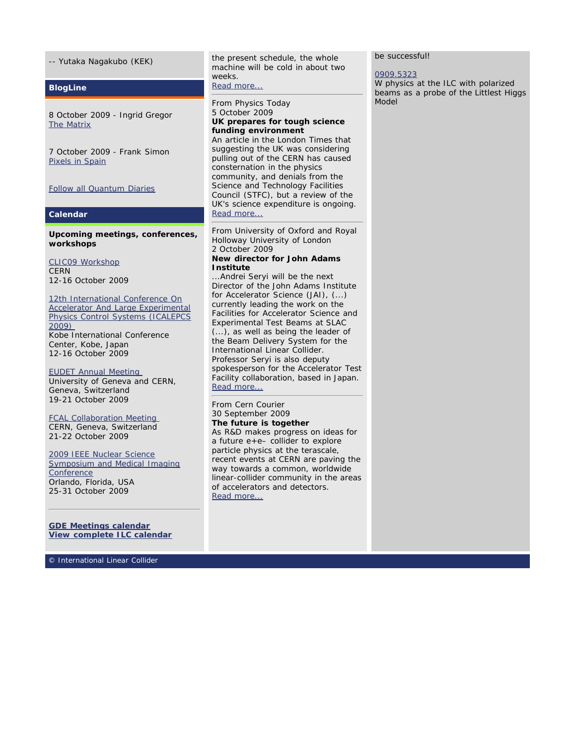-- Yutaka Nagakubo (KEK)

## BlogLine

8 October 2009 - Ingrid Gregor
The Matrix

7 October 2009 - Frank Simon
Pixels in Spain

Follow all Quantum Diaries

## Calendar

**Upcoming meetings, conferences, workshops**

CLIC09 Workshop
CERN
12-16 October 2009

12th International Conference On Accelerator And Large Experimental Physics Control Systems (ICALEPCS 2009)
Kobe International Conference Center, Kobe, Japan
12-16 October 2009

EUDET Annual Meeting
University of Geneva and CERN, Geneva, Switzerland
19-21 October 2009

FCAL Collaboration Meeting
CERN, Geneva, Switzerland
21-22 October 2009

2009 IEEE Nuclear Science Symposium and Medical Imaging Conference
Orlando, Florida, USA
25-31 October 2009

---

**GDE Meetings calendar**
**View complete ILC calendar**

the present schedule, the whole machine will be cold in about two weeks.
Read more...

---

From Physics Today
5 October 2009
**UK prepares for tough science funding environment**
An article in the London Times that suggesting the UK was considering pulling out of the CERN has caused consternation in the physics community, and denials from the Science and Technology Facilities Council (STFC), but a review of the UK's science expenditure is ongoing.
Read more...

---

From University of Oxford and Royal Holloway University of London
2 October 2009
**New director for John Adams Institute**
...Andrei Seryi will be the next Director of the John Adams Institute for Accelerator Science (JAI), (...) currently leading the work on the Facilities for Accelerator Science and Experimental Test Beams at SLAC (...), as well as being the leader of the Beam Delivery System for the International Linear Collider. Professor Seryi is also deputy spokesperson for the Accelerator Test Facility collaboration, based in Japan.
Read more...

---

From Cern Courier
30 September 2009
**The future is together**
As R&D makes progress on ideas for a future e+e– collider to explore particle physics at the terascale, recent events at CERN are paving the way towards a common, worldwide linear-collider community in the areas of accelerators and detectors.
Read more...

be successful!

0909.5323
W physics at the ILC with polarized beams as a probe of the Littlest Higgs Model

© International Linear Collider